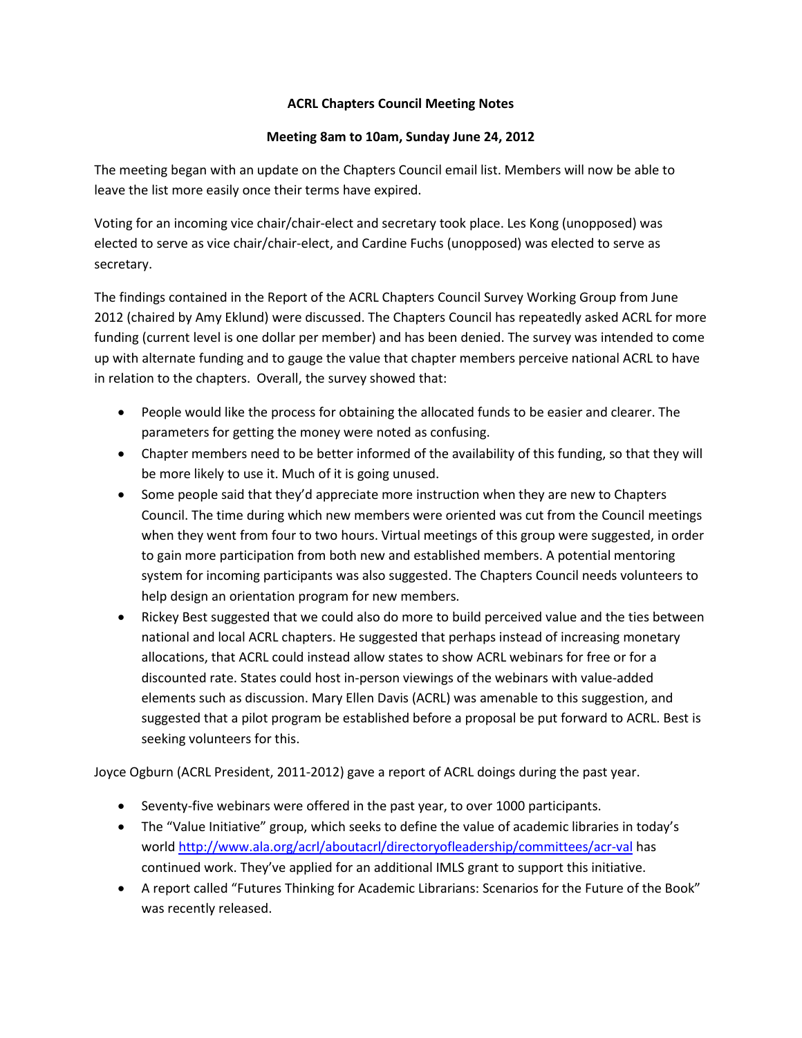**ACRL Chapters Council Meeting Notes**

**Meeting 8am to 10am, Sunday June 24, 2012**

The meeting began with an update on the Chapters Council email list. Members will now be able to leave the list more easily once their terms have expired.

Voting for an incoming vice chair/chair-elect and secretary took place. Les Kong (unopposed) was elected to serve as vice chair/chair-elect, and Cardine Fuchs (unopposed) was elected to serve as secretary.

The findings contained in the Report of the ACRL Chapters Council Survey Working Group from June 2012 (chaired by Amy Eklund) were discussed. The Chapters Council has repeatedly asked ACRL for more funding (current level is one dollar per member) and has been denied. The survey was intended to come up with alternate funding and to gauge the value that chapter members perceive national ACRL to have in relation to the chapters. Overall, the survey showed that:

- People would like the process for obtaining the allocated funds to be easier and clearer. The parameters for getting the money were noted as confusing.
- Chapter members need to be better informed of the availability of this funding, so that they will be more likely to use it. Much of it is going unused.
- Some people said that they'd appreciate more instruction when they are new to Chapters Council. The time during which new members were oriented was cut from the Council meetings when they went from four to two hours. Virtual meetings of this group were suggested, in order to gain more participation from both new and established members. A potential mentoring system for incoming participants was also suggested. The Chapters Council needs volunteers to help design an orientation program for new members.
- Rickey Best suggested that we could also do more to build perceived value and the ties between national and local ACRL chapters. He suggested that perhaps instead of increasing monetary allocations, that ACRL could instead allow states to show ACRL webinars for free or for a discounted rate. States could host in-person viewings of the webinars with value-added elements such as discussion. Mary Ellen Davis (ACRL) was amenable to this suggestion, and suggested that a pilot program be established before a proposal be put forward to ACRL. Best is seeking volunteers for this.

Joyce Ogburn (ACRL President, 2011-2012) gave a report of ACRL doings during the past year.

- Seventy-five webinars were offered in the past year, to over 1000 participants.
- The "Value Initiative" group, which seeks to define the value of academic libraries in today's world http://www.ala.org/acrl/aboutacrl/directoryofleadership/committees/acr-val has continued work. They've applied for an additional IMLS grant to support this initiative.
- A report called "Futures Thinking for Academic Librarians: Scenarios for the Future of the Book" was recently released.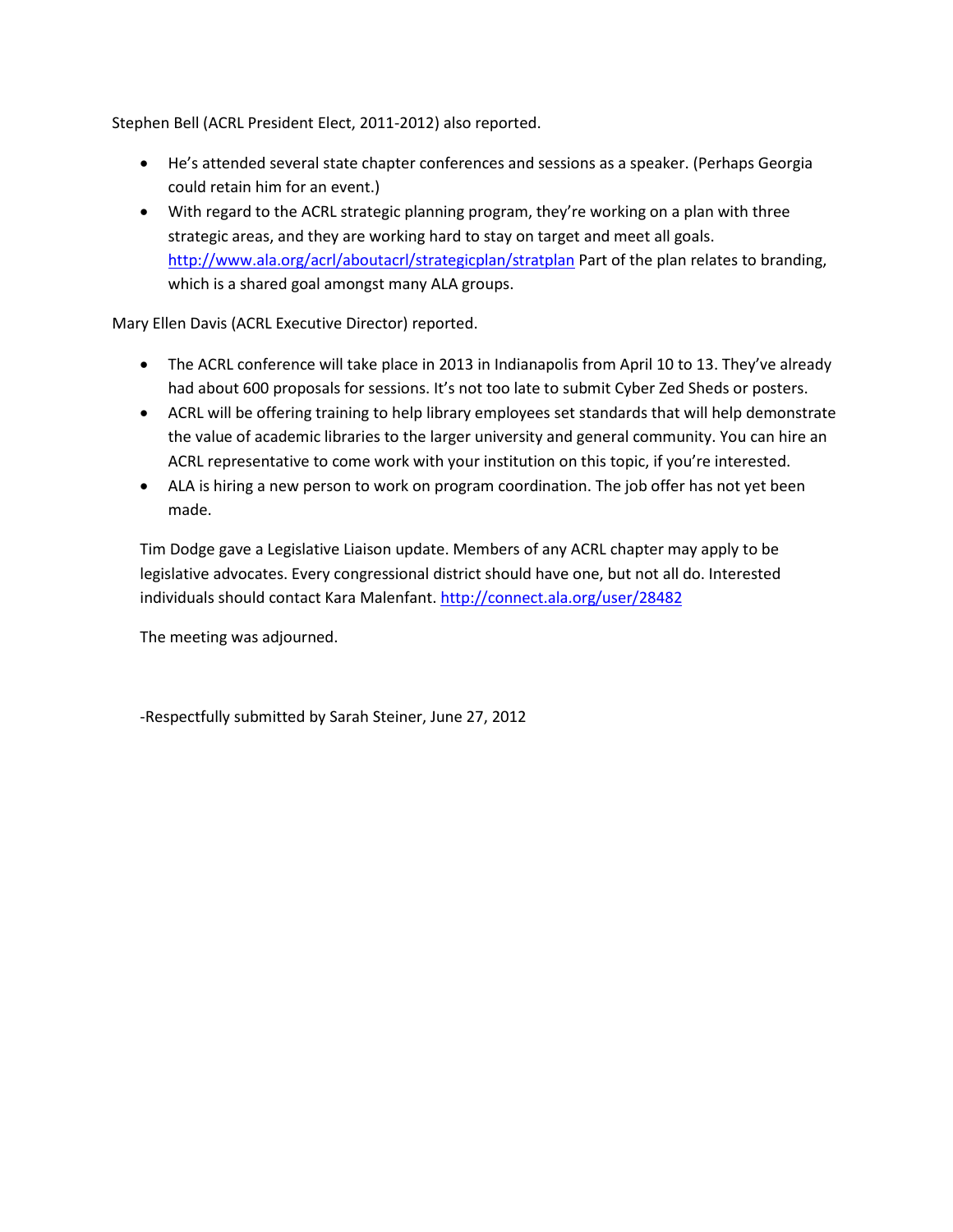Stephen Bell (ACRL President Elect, 2011-2012) also reported.

- He's attended several state chapter conferences and sessions as a speaker. (Perhaps Georgia could retain him for an event.)
- With regard to the ACRL strategic planning program, they're working on a plan with three strategic areas, and they are working hard to stay on target and meet all goals. http://www.ala.org/acrl/aboutacrl/strategicplan/stratplan Part of the plan relates to branding, which is a shared goal amongst many ALA groups.

Mary Ellen Davis (ACRL Executive Director) reported.

- The ACRL conference will take place in 2013 in Indianapolis from April 10 to 13. They've already had about 600 proposals for sessions. It's not too late to submit Cyber Zed Sheds or posters.
- ACRL will be offering training to help library employees set standards that will help demonstrate the value of academic libraries to the larger university and general community. You can hire an ACRL representative to come work with your institution on this topic, if you're interested.
- ALA is hiring a new person to work on program coordination. The job offer has not yet been made.

Tim Dodge gave a Legislative Liaison update. Members of any ACRL chapter may apply to be legislative advocates. Every congressional district should have one, but not all do. Interested individuals should contact Kara Malenfant. http://connect.ala.org/user/28482

The meeting was adjourned.

-Respectfully submitted by Sarah Steiner, June 27, 2012